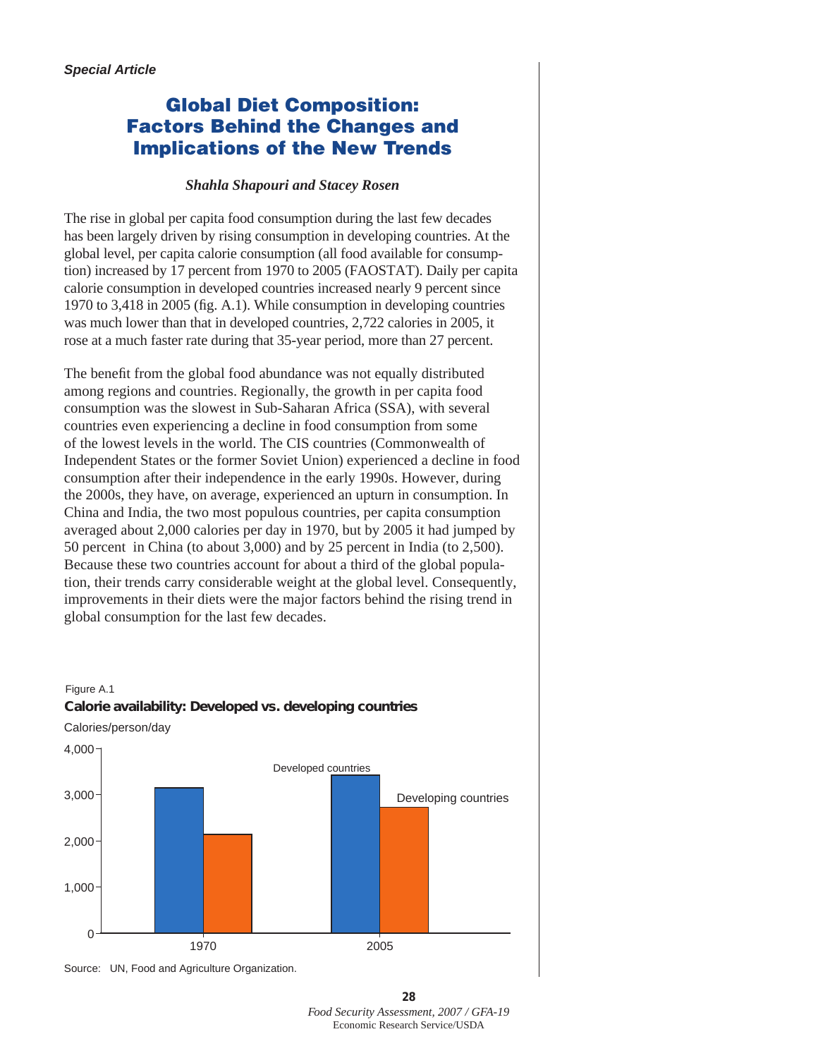*Special Article*

# Global Diet Composition: Factors Behind the Changes and Implications of the New Trends

***Shahla Shapouri and Stacey Rosen***

The rise in global per capita food consumption during the last few decades has been largely driven by rising consumption in developing countries. At the global level, per capita calorie consumption (all food available for consumption) increased by 17 percent from 1970 to 2005 (FAOSTAT). Daily per capita calorie consumption in developed countries increased nearly 9 percent since 1970 to 3,418 in 2005 (fig. A.1). While consumption in developing countries was much lower than that in developed countries, 2,722 calories in 2005, it rose at a much faster rate during that 35-year period, more than 27 percent.

The benefit from the global food abundance was not equally distributed among regions and countries. Regionally, the growth in per capita food consumption was the slowest in Sub-Saharan Africa (SSA), with several countries even experiencing a decline in food consumption from some of the lowest levels in the world. The CIS countries (Commonwealth of Independent States or the former Soviet Union) experienced a decline in food consumption after their independence in the early 1990s. However, during the 2000s, they have, on average, experienced an upturn in consumption. In China and India, the two most populous countries, per capita consumption averaged about 2,000 calories per day in 1970, but by 2005 it had jumped by 50 percent in China (to about 3,000) and by 25 percent in India (to 2,500). Because these two countries account for about a third of the global population, their trends carry considerable weight at the global level. Consequently, improvements in their diets were the major factors behind the rising trend in global consumption for the last few decades.

Figure A.1

**Calorie availability: Developed vs. developing countries**

Calories/person/day

Source: UN, Food and Agriculture Organization.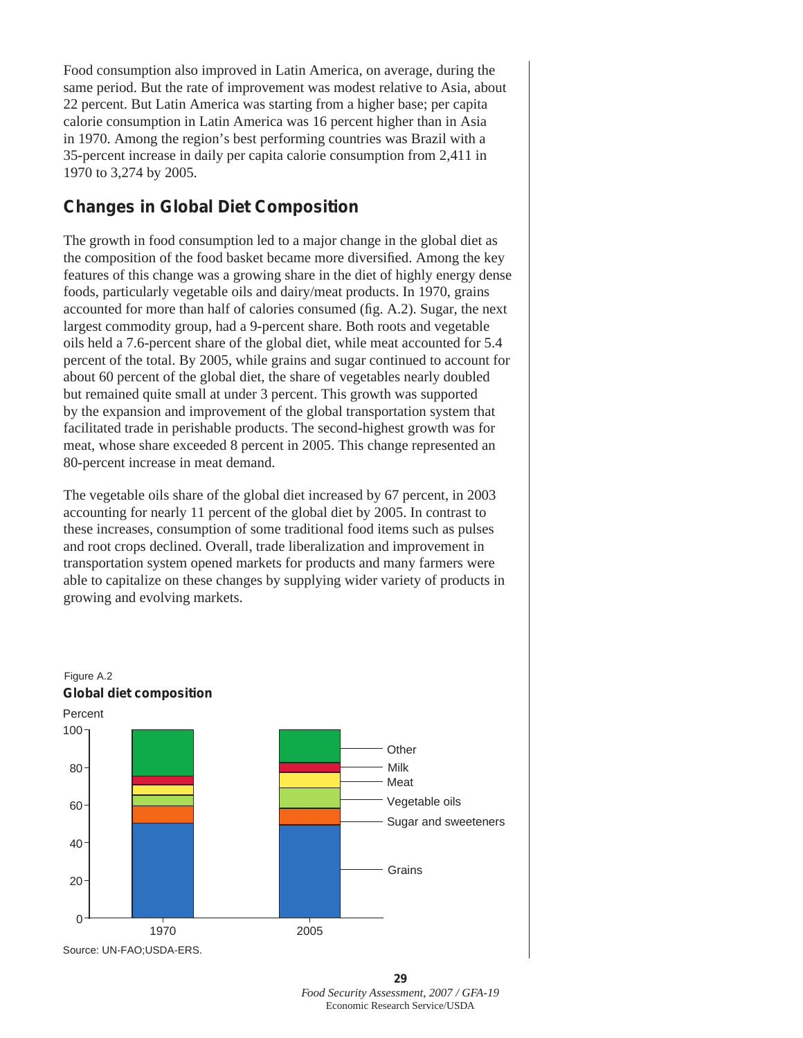Food consumption also improved in Latin America, on average, during the same period. But the rate of improvement was modest relative to Asia, about 22 percent. But Latin America was starting from a higher base; per capita calorie consumption in Latin America was 16 percent higher than in Asia in 1970. Among the region's best performing countries was Brazil with a 35-percent increase in daily per capita calorie consumption from 2,411 in 1970 to 3,274 by 2005.

## Changes in Global Diet Composition

The growth in food consumption led to a major change in the global diet as the composition of the food basket became more diversified. Among the key features of this change was a growing share in the diet of highly energy dense foods, particularly vegetable oils and dairy/meat products. In 1970, grains accounted for more than half of calories consumed (fig. A.2). Sugar, the next largest commodity group, had a 9-percent share. Both roots and vegetable oils held a 7.6-percent share of the global diet, while meat accounted for 5.4 percent of the total. By 2005, while grains and sugar continued to account for about 60 percent of the global diet, the share of vegetables nearly doubled but remained quite small at under 3 percent. This growth was supported by the expansion and improvement of the global transportation system that facilitated trade in perishable products. The second-highest growth was for meat, whose share exceeded 8 percent in 2005. This change represented an 80-percent increase in meat demand.

The vegetable oils share of the global diet increased by 67 percent, in 2003 accounting for nearly 11 percent of the global diet by 2005. In contrast to these increases, consumption of some traditional food items such as pulses and root crops declined. Overall, trade liberalization and improvement in transportation system opened markets for products and many farmers were able to capitalize on these changes by supplying wider variety of products in growing and evolving markets.

Figure A.2

**Global diet composition**

Percent

Other, Milk, Meat, Vegetable oils, Sugar and sweeteners, Grains

1970, 2005

Source: UN-FAO;USDA-ERS.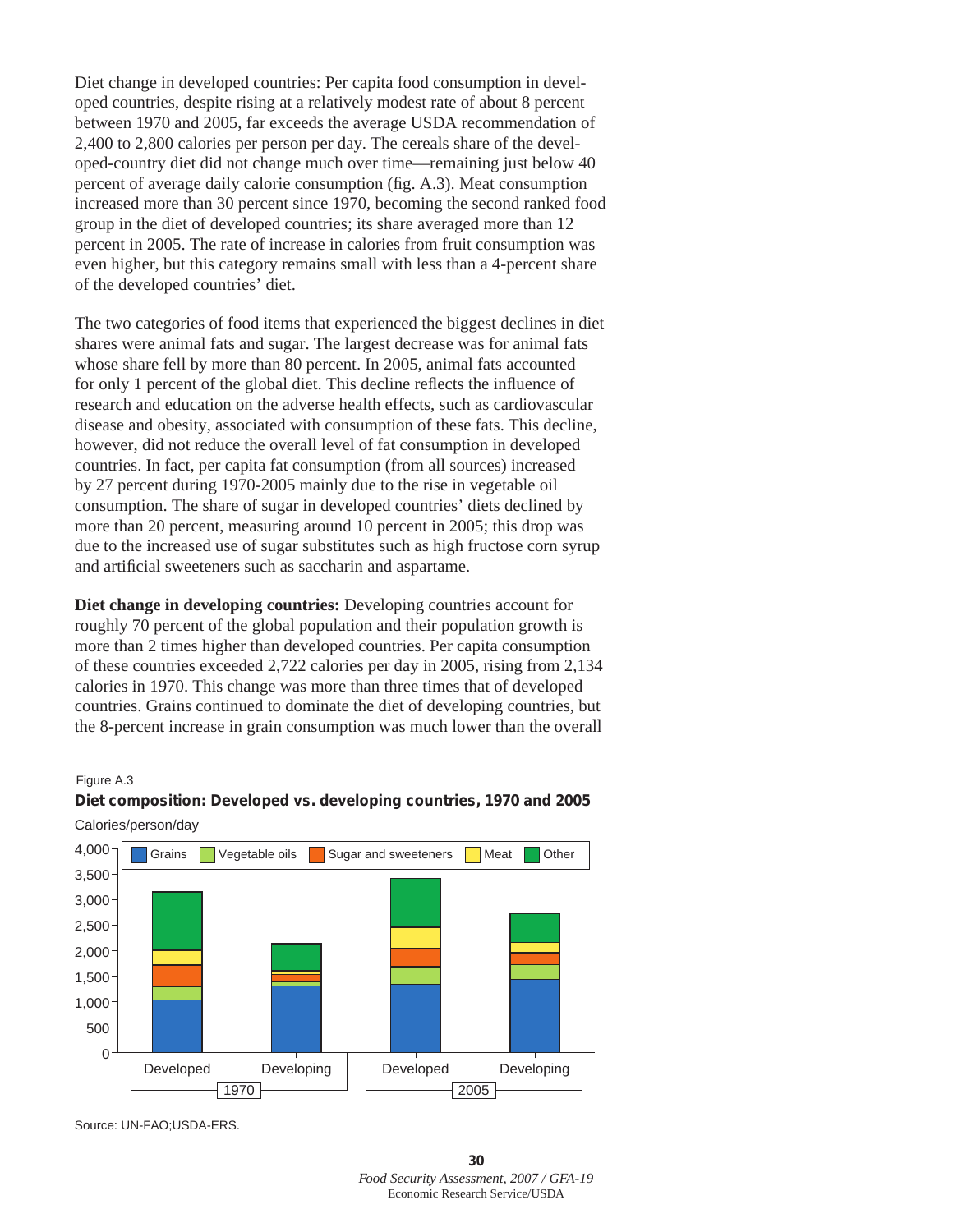Diet change in developed countries: Per capita food consumption in developed countries, despite rising at a relatively modest rate of about 8 percent between 1970 and 2005, far exceeds the average USDA recommendation of 2,400 to 2,800 calories per person per day. The cereals share of the developed-country diet did not change much over time—remaining just below 40 percent of average daily calorie consumption (fig. A.3). Meat consumption increased more than 30 percent since 1970, becoming the second ranked food group in the diet of developed countries; its share averaged more than 12 percent in 2005. The rate of increase in calories from fruit consumption was even higher, but this category remains small with less than a 4-percent share of the developed countries' diet.

The two categories of food items that experienced the biggest declines in diet shares were animal fats and sugar. The largest decrease was for animal fats whose share fell by more than 80 percent. In 2005, animal fats accounted for only 1 percent of the global diet. This decline reflects the influence of research and education on the adverse health effects, such as cardiovascular disease and obesity, associated with consumption of these fats. This decline, however, did not reduce the overall level of fat consumption in developed countries. In fact, per capita fat consumption (from all sources) increased by 27 percent during 1970-2005 mainly due to the rise in vegetable oil consumption. The share of sugar in developed countries' diets declined by more than 20 percent, measuring around 10 percent in 2005; this drop was due to the increased use of sugar substitutes such as high fructose corn syrup and artificial sweeteners such as saccharin and aspartame.

**Diet change in developing countries:** Developing countries account for roughly 70 percent of the global population and their population growth is more than 2 times higher than developed countries. Per capita consumption of these countries exceeded 2,722 calories per day in 2005, rising from 2,134 calories in 1970. This change was more than three times that of developed countries. Grains continued to dominate the diet of developing countries, but the 8-percent increase in grain consumption was much lower than the overall

Figure A.3

**Diet composition: Developed vs. developing countries, 1970 and 2005**

Calories/person/day

Legend: Grains, Vegetable oils, Sugar and sweeteners, Meat, Other

Categories: 1970 (Developed, Developing); 2005 (Developed, Developing)

Source: UN-FAO;USDA-ERS.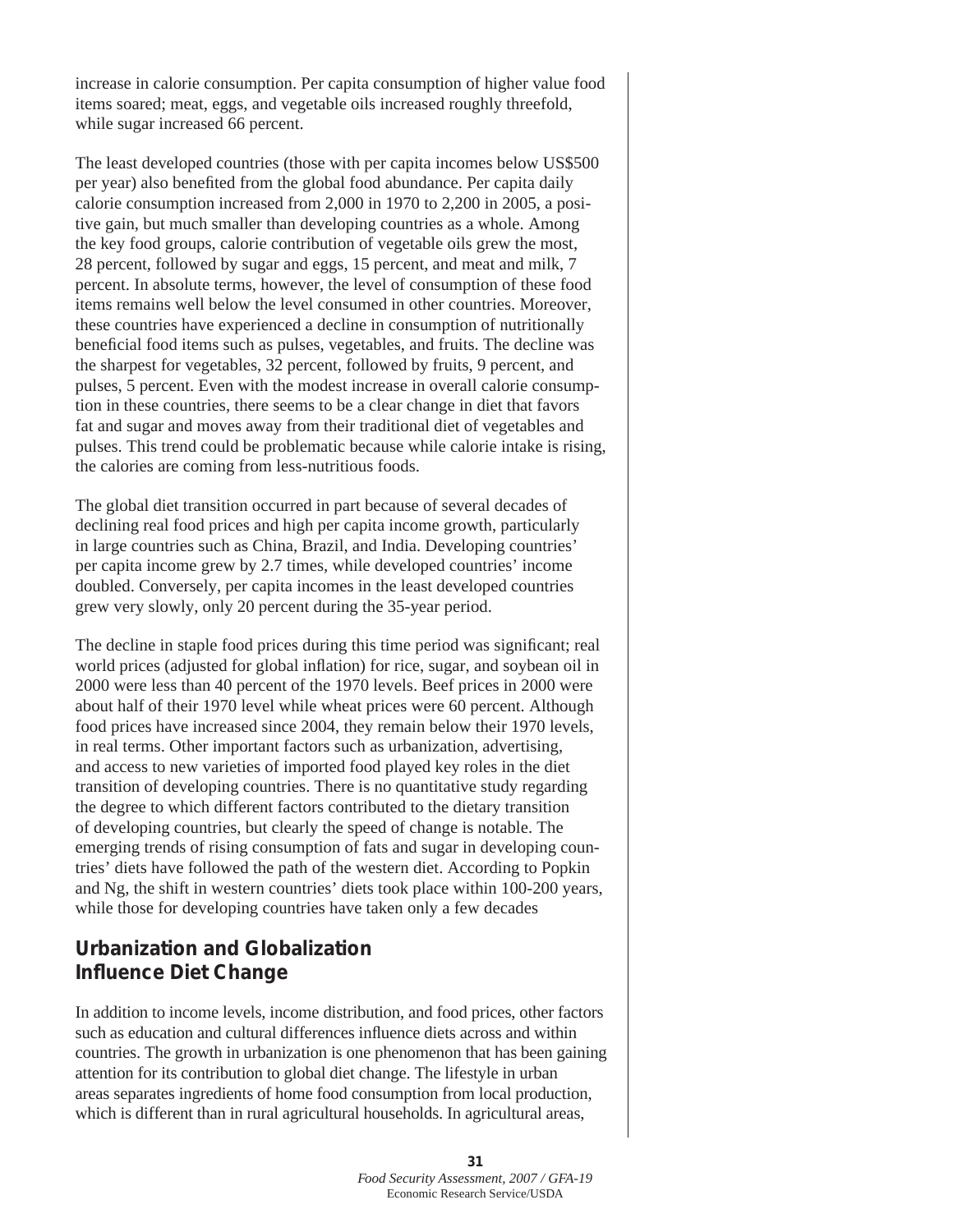increase in calorie consumption. Per capita consumption of higher value food items soared; meat, eggs, and vegetable oils increased roughly threefold, while sugar increased 66 percent.

The least developed countries (those with per capita incomes below US$500 per year) also benefited from the global food abundance. Per capita daily calorie consumption increased from 2,000 in 1970 to 2,200 in 2005, a positive gain, but much smaller than developing countries as a whole. Among the key food groups, calorie contribution of vegetable oils grew the most, 28 percent, followed by sugar and eggs, 15 percent, and meat and milk, 7 percent. In absolute terms, however, the level of consumption of these food items remains well below the level consumed in other countries. Moreover, these countries have experienced a decline in consumption of nutritionally beneficial food items such as pulses, vegetables, and fruits. The decline was the sharpest for vegetables, 32 percent, followed by fruits, 9 percent, and pulses, 5 percent. Even with the modest increase in overall calorie consumption in these countries, there seems to be a clear change in diet that favors fat and sugar and moves away from their traditional diet of vegetables and pulses. This trend could be problematic because while calorie intake is rising, the calories are coming from less-nutritious foods.

The global diet transition occurred in part because of several decades of declining real food prices and high per capita income growth, particularly in large countries such as China, Brazil, and India. Developing countries' per capita income grew by 2.7 times, while developed countries' income doubled. Conversely, per capita incomes in the least developed countries grew very slowly, only 20 percent during the 35-year period.

The decline in staple food prices during this time period was significant; real world prices (adjusted for global inflation) for rice, sugar, and soybean oil in 2000 were less than 40 percent of the 1970 levels. Beef prices in 2000 were about half of their 1970 level while wheat prices were 60 percent. Although food prices have increased since 2004, they remain below their 1970 levels, in real terms. Other important factors such as urbanization, advertising, and access to new varieties of imported food played key roles in the diet transition of developing countries. There is no quantitative study regarding the degree to which different factors contributed to the dietary transition of developing countries, but clearly the speed of change is notable. The emerging trends of rising consumption of fats and sugar in developing countries' diets have followed the path of the western diet. According to Popkin and Ng, the shift in western countries' diets took place within 100-200 years, while those for developing countries have taken only a few decades

## Urbanization and Globalization Influence Diet Change

In addition to income levels, income distribution, and food prices, other factors such as education and cultural differences influence diets across and within countries. The growth in urbanization is one phenomenon that has been gaining attention for its contribution to global diet change. The lifestyle in urban areas separates ingredients of home food consumption from local production, which is different than in rural agricultural households. In agricultural areas,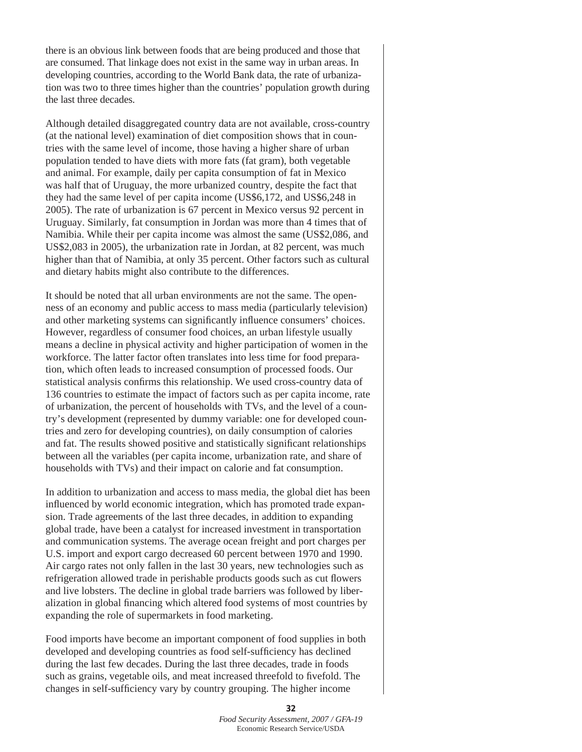there is an obvious link between foods that are being produced and those that are consumed. That linkage does not exist in the same way in urban areas. In developing countries, according to the World Bank data, the rate of urbanization was two to three times higher than the countries' population growth during the last three decades.

Although detailed disaggregated country data are not available, cross-country (at the national level) examination of diet composition shows that in countries with the same level of income, those having a higher share of urban population tended to have diets with more fats (fat gram), both vegetable and animal. For example, daily per capita consumption of fat in Mexico was half that of Uruguay, the more urbanized country, despite the fact that they had the same level of per capita income (US$6,172, and US$6,248 in 2005). The rate of urbanization is 67 percent in Mexico versus 92 percent in Uruguay. Similarly, fat consumption in Jordan was more than 4 times that of Namibia. While their per capita income was almost the same (US$2,086, and US$2,083 in 2005), the urbanization rate in Jordan, at 82 percent, was much higher than that of Namibia, at only 35 percent. Other factors such as cultural and dietary habits might also contribute to the differences.

It should be noted that all urban environments are not the same. The openness of an economy and public access to mass media (particularly television) and other marketing systems can significantly influence consumers' choices. However, regardless of consumer food choices, an urban lifestyle usually means a decline in physical activity and higher participation of women in the workforce. The latter factor often translates into less time for food preparation, which often leads to increased consumption of processed foods. Our statistical analysis confirms this relationship. We used cross-country data of 136 countries to estimate the impact of factors such as per capita income, rate of urbanization, the percent of households with TVs, and the level of a country's development (represented by dummy variable: one for developed countries and zero for developing countries), on daily consumption of calories and fat. The results showed positive and statistically significant relationships between all the variables (per capita income, urbanization rate, and share of households with TVs) and their impact on calorie and fat consumption.

In addition to urbanization and access to mass media, the global diet has been influenced by world economic integration, which has promoted trade expansion. Trade agreements of the last three decades, in addition to expanding global trade, have been a catalyst for increased investment in transportation and communication systems. The average ocean freight and port charges per U.S. import and export cargo decreased 60 percent between 1970 and 1990. Air cargo rates not only fallen in the last 30 years, new technologies such as refrigeration allowed trade in perishable products goods such as cut flowers and live lobsters. The decline in global trade barriers was followed by liberalization in global financing which altered food systems of most countries by expanding the role of supermarkets in food marketing.

Food imports have become an important component of food supplies in both developed and developing countries as food self-sufficiency has declined during the last few decades. During the last three decades, trade in foods such as grains, vegetable oils, and meat increased threefold to fivefold. The changes in self-sufficiency vary by country grouping. The higher income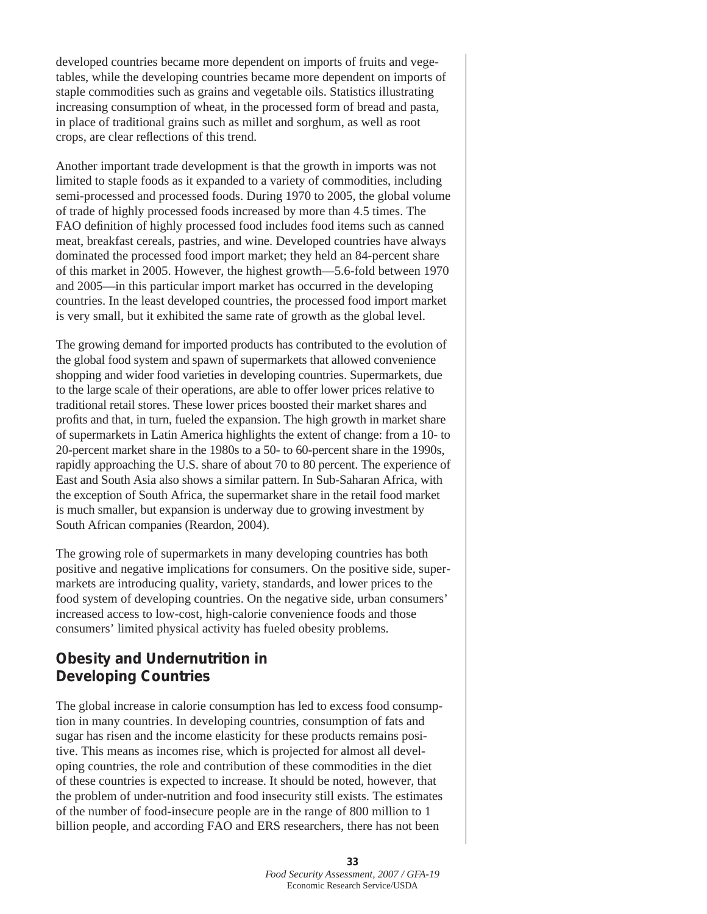developed countries became more dependent on imports of fruits and vegetables, while the developing countries became more dependent on imports of staple commodities such as grains and vegetable oils. Statistics illustrating increasing consumption of wheat, in the processed form of bread and pasta, in place of traditional grains such as millet and sorghum, as well as root crops, are clear reflections of this trend.

Another important trade development is that the growth in imports was not limited to staple foods as it expanded to a variety of commodities, including semi-processed and processed foods. During 1970 to 2005, the global volume of trade of highly processed foods increased by more than 4.5 times. The FAO definition of highly processed food includes food items such as canned meat, breakfast cereals, pastries, and wine. Developed countries have always dominated the processed food import market; they held an 84-percent share of this market in 2005. However, the highest growth—5.6-fold between 1970 and 2005—in this particular import market has occurred in the developing countries. In the least developed countries, the processed food import market is very small, but it exhibited the same rate of growth as the global level.

The growing demand for imported products has contributed to the evolution of the global food system and spawn of supermarkets that allowed convenience shopping and wider food varieties in developing countries. Supermarkets, due to the large scale of their operations, are able to offer lower prices relative to traditional retail stores. These lower prices boosted their market shares and profits and that, in turn, fueled the expansion. The high growth in market share of supermarkets in Latin America highlights the extent of change: from a 10- to 20-percent market share in the 1980s to a 50- to 60-percent share in the 1990s, rapidly approaching the U.S. share of about 70 to 80 percent. The experience of East and South Asia also shows a similar pattern. In Sub-Saharan Africa, with the exception of South Africa, the supermarket share in the retail food market is much smaller, but expansion is underway due to growing investment by South African companies (Reardon, 2004).

The growing role of supermarkets in many developing countries has both positive and negative implications for consumers. On the positive side, supermarkets are introducing quality, variety, standards, and lower prices to the food system of developing countries. On the negative side, urban consumers' increased access to low-cost, high-calorie convenience foods and those consumers' limited physical activity has fueled obesity problems.

## Obesity and Undernutrition in Developing Countries

The global increase in calorie consumption has led to excess food consumption in many countries. In developing countries, consumption of fats and sugar has risen and the income elasticity for these products remains positive. This means as incomes rise, which is projected for almost all developing countries, the role and contribution of these commodities in the diet of these countries is expected to increase. It should be noted, however, that the problem of under-nutrition and food insecurity still exists. The estimates of the number of food-insecure people are in the range of 800 million to 1 billion people, and according FAO and ERS researchers, there has not been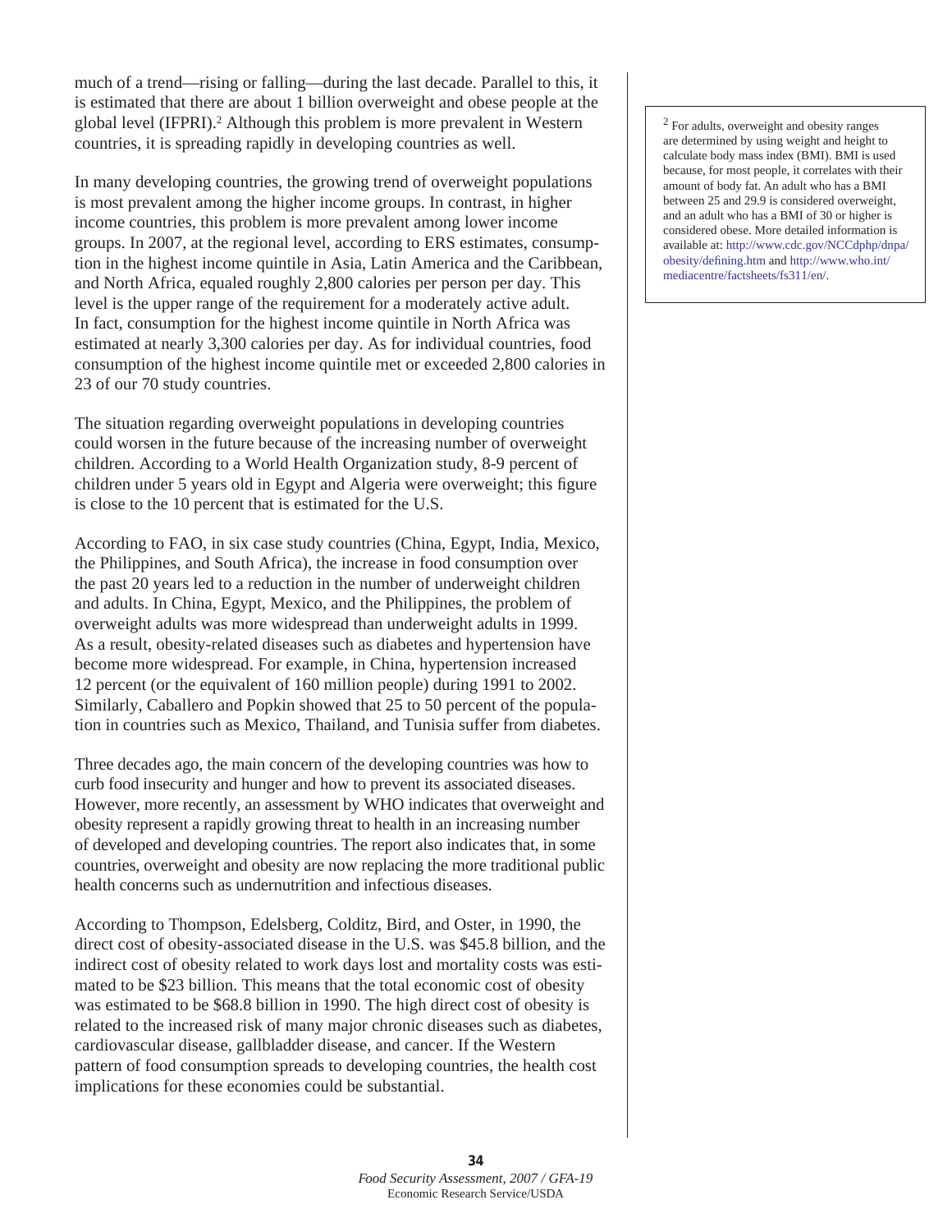much of a trend—rising or falling—during the last decade. Parallel to this, it is estimated that there are about 1 billion overweight and obese people at the global level (IFPRI).[2] Although this problem is more prevalent in Western countries, it is spreading rapidly in developing countries as well.

In many developing countries, the growing trend of overweight populations is most prevalent among the higher income groups. In contrast, in higher income countries, this problem is more prevalent among lower income groups. In 2007, at the regional level, according to ERS estimates, consumption in the highest income quintile in Asia, Latin America and the Caribbean, and North Africa, equaled roughly 2,800 calories per person per day. This level is the upper range of the requirement for a moderately active adult. In fact, consumption for the highest income quintile in North Africa was estimated at nearly 3,300 calories per day. As for individual countries, food consumption of the highest income quintile met or exceeded 2,800 calories in 23 of our 70 study countries.

The situation regarding overweight populations in developing countries could worsen in the future because of the increasing number of overweight children. According to a World Health Organization study, 8-9 percent of children under 5 years old in Egypt and Algeria were overweight; this figure is close to the 10 percent that is estimated for the U.S.

According to FAO, in six case study countries (China, Egypt, India, Mexico, the Philippines, and South Africa), the increase in food consumption over the past 20 years led to a reduction in the number of underweight children and adults. In China, Egypt, Mexico, and the Philippines, the problem of overweight adults was more widespread than underweight adults in 1999. As a result, obesity-related diseases such as diabetes and hypertension have become more widespread. For example, in China, hypertension increased 12 percent (or the equivalent of 160 million people) during 1991 to 2002. Similarly, Caballero and Popkin showed that 25 to 50 percent of the population in countries such as Mexico, Thailand, and Tunisia suffer from diabetes.

Three decades ago, the main concern of the developing countries was how to curb food insecurity and hunger and how to prevent its associated diseases. However, more recently, an assessment by WHO indicates that overweight and obesity represent a rapidly growing threat to health in an increasing number of developed and developing countries. The report also indicates that, in some countries, overweight and obesity are now replacing the more traditional public health concerns such as undernutrition and infectious diseases.

According to Thompson, Edelsberg, Colditz, Bird, and Oster, in 1990, the direct cost of obesity-associated disease in the U.S. was $45.8 billion, and the indirect cost of obesity related to work days lost and mortality costs was estimated to be $23 billion. This means that the total economic cost of obesity was estimated to be $68.8 billion in 1990. The high direct cost of obesity is related to the increased risk of many major chronic diseases such as diabetes, cardiovascular disease, gallbladder disease, and cancer. If the Western pattern of food consumption spreads to developing countries, the health cost implications for these economies could be substantial.

[2] For adults, overweight and obesity ranges are determined by using weight and height to calculate body mass index (BMI). BMI is used because, for most people, it correlates with their amount of body fat. An adult who has a BMI between 25 and 29.9 is considered overweight, and an adult who has a BMI of 30 or higher is considered obese. More detailed information is available at: http://www.cdc.gov/NCCdphp/dnpa/obesity/defining.htm and http://www.who.int/mediacentre/factsheets/fs311/en/.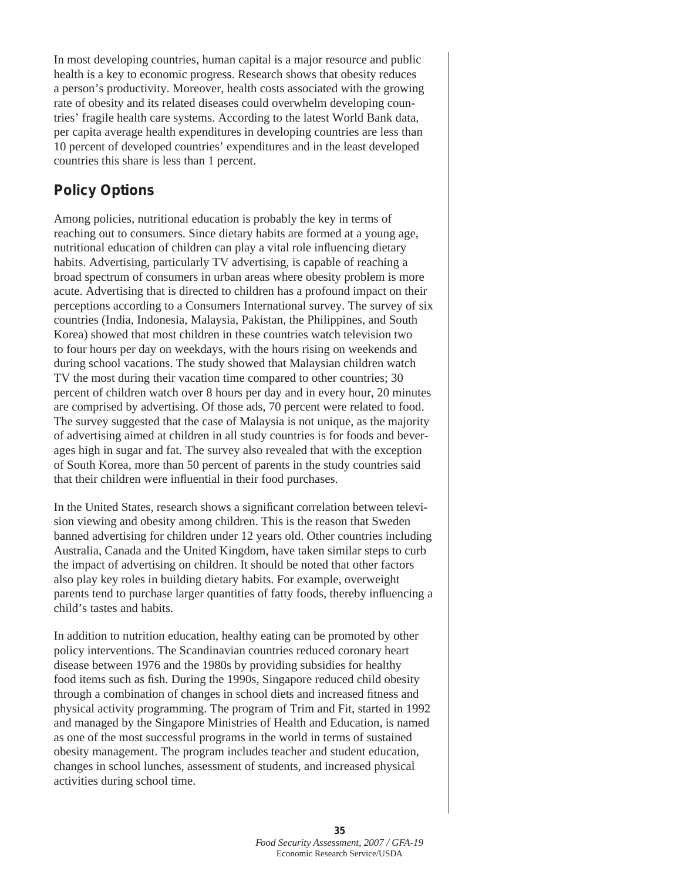In most developing countries, human capital is a major resource and public health is a key to economic progress. Research shows that obesity reduces a person's productivity. Moreover, health costs associated with the growing rate of obesity and its related diseases could overwhelm developing countries' fragile health care systems. According to the latest World Bank data, per capita average health expenditures in developing countries are less than 10 percent of developed countries' expenditures and in the least developed countries this share is less than 1 percent.

## Policy Options

Among policies, nutritional education is probably the key in terms of reaching out to consumers. Since dietary habits are formed at a young age, nutritional education of children can play a vital role influencing dietary habits. Advertising, particularly TV advertising, is capable of reaching a broad spectrum of consumers in urban areas where obesity problem is more acute. Advertising that is directed to children has a profound impact on their perceptions according to a Consumers International survey. The survey of six countries (India, Indonesia, Malaysia, Pakistan, the Philippines, and South Korea) showed that most children in these countries watch television two to four hours per day on weekdays, with the hours rising on weekends and during school vacations. The study showed that Malaysian children watch TV the most during their vacation time compared to other countries; 30 percent of children watch over 8 hours per day and in every hour, 20 minutes are comprised by advertising. Of those ads, 70 percent were related to food. The survey suggested that the case of Malaysia is not unique, as the majority of advertising aimed at children in all study countries is for foods and beverages high in sugar and fat. The survey also revealed that with the exception of South Korea, more than 50 percent of parents in the study countries said that their children were influential in their food purchases.

In the United States, research shows a significant correlation between television viewing and obesity among children. This is the reason that Sweden banned advertising for children under 12 years old. Other countries including Australia, Canada and the United Kingdom, have taken similar steps to curb the impact of advertising on children. It should be noted that other factors also play key roles in building dietary habits. For example, overweight parents tend to purchase larger quantities of fatty foods, thereby influencing a child's tastes and habits.

In addition to nutrition education, healthy eating can be promoted by other policy interventions. The Scandinavian countries reduced coronary heart disease between 1976 and the 1980s by providing subsidies for healthy food items such as fish. During the 1990s, Singapore reduced child obesity through a combination of changes in school diets and increased fitness and physical activity programming. The program of Trim and Fit, started in 1992 and managed by the Singapore Ministries of Health and Education, is named as one of the most successful programs in the world in terms of sustained obesity management. The program includes teacher and student education, changes in school lunches, assessment of students, and increased physical activities during school time.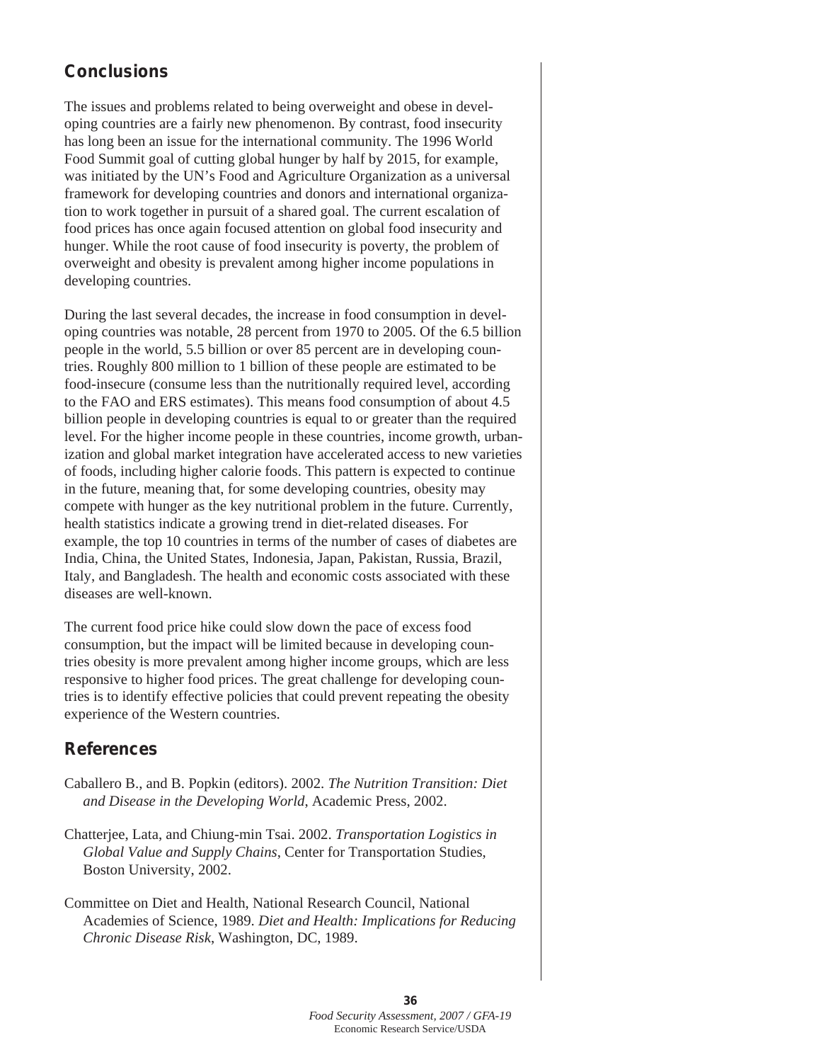## Conclusions

The issues and problems related to being overweight and obese in developing countries are a fairly new phenomenon. By contrast, food insecurity has long been an issue for the international community. The 1996 World Food Summit goal of cutting global hunger by half by 2015, for example, was initiated by the UN's Food and Agriculture Organization as a universal framework for developing countries and donors and international organization to work together in pursuit of a shared goal. The current escalation of food prices has once again focused attention on global food insecurity and hunger. While the root cause of food insecurity is poverty, the problem of overweight and obesity is prevalent among higher income populations in developing countries.

During the last several decades, the increase in food consumption in developing countries was notable, 28 percent from 1970 to 2005. Of the 6.5 billion people in the world, 5.5 billion or over 85 percent are in developing countries. Roughly 800 million to 1 billion of these people are estimated to be food-insecure (consume less than the nutritionally required level, according to the FAO and ERS estimates). This means food consumption of about 4.5 billion people in developing countries is equal to or greater than the required level. For the higher income people in these countries, income growth, urbanization and global market integration have accelerated access to new varieties of foods, including higher calorie foods. This pattern is expected to continue in the future, meaning that, for some developing countries, obesity may compete with hunger as the key nutritional problem in the future. Currently, health statistics indicate a growing trend in diet-related diseases. For example, the top 10 countries in terms of the number of cases of diabetes are India, China, the United States, Indonesia, Japan, Pakistan, Russia, Brazil, Italy, and Bangladesh. The health and economic costs associated with these diseases are well-known.

The current food price hike could slow down the pace of excess food consumption, but the impact will be limited because in developing countries obesity is more prevalent among higher income groups, which are less responsive to higher food prices. The great challenge for developing countries is to identify effective policies that could prevent repeating the obesity experience of the Western countries.

## References

Caballero B., and B. Popkin (editors). 2002. *The Nutrition Transition: Diet and Disease in the Developing World*, Academic Press, 2002.

Chatterjee, Lata, and Chiung-min Tsai. 2002. *Transportation Logistics in Global Value and Supply Chains*, Center for Transportation Studies, Boston University, 2002.

Committee on Diet and Health, National Research Council, National Academies of Science, 1989. *Diet and Health: Implications for Reducing Chronic Disease Risk*, Washington, DC, 1989.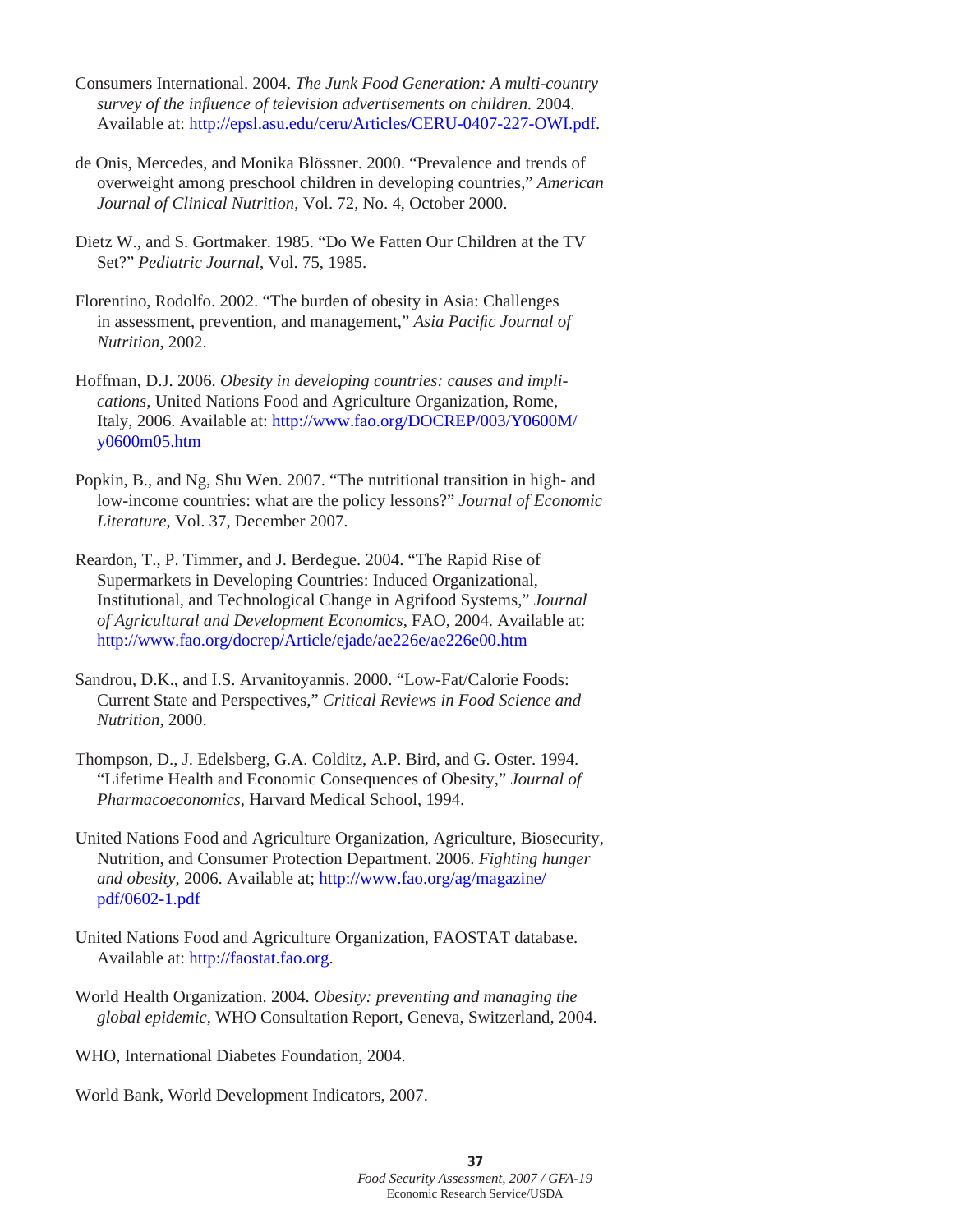Consumers International. 2004. *The Junk Food Generation: A multi-country survey of the influence of television advertisements on children.* 2004. Available at: http://epsl.asu.edu/ceru/Articles/CERU-0407-227-OWI.pdf.

de Onis, Mercedes, and Monika Blössner. 2000. "Prevalence and trends of overweight among preschool children in developing countries," *American Journal of Clinical Nutrition*, Vol. 72, No. 4, October 2000.

Dietz W., and S. Gortmaker. 1985. "Do We Fatten Our Children at the TV Set?" *Pediatric Journal*, Vol. 75, 1985.

Florentino, Rodolfo. 2002. "The burden of obesity in Asia: Challenges in assessment, prevention, and management," *Asia Pacific Journal of Nutrition*, 2002.

Hoffman, D.J. 2006. *Obesity in developing countries: causes and implications*, United Nations Food and Agriculture Organization, Rome, Italy, 2006. Available at: http://www.fao.org/DOCREP/003/Y0600M/y0600m05.htm

Popkin, B., and Ng, Shu Wen. 2007. "The nutritional transition in high- and low-income countries: what are the policy lessons?" *Journal of Economic Literature*, Vol. 37, December 2007.

Reardon, T., P. Timmer, and J. Berdegue. 2004. "The Rapid Rise of Supermarkets in Developing Countries: Induced Organizational, Institutional, and Technological Change in Agrifood Systems," *Journal of Agricultural and Development Economics*, FAO, 2004. Available at: http://www.fao.org/docrep/Article/ejade/ae226e/ae226e00.htm

Sandrou, D.K., and I.S. Arvanitoyannis. 2000. "Low-Fat/Calorie Foods: Current State and Perspectives," *Critical Reviews in Food Science and Nutrition*, 2000.

Thompson, D., J. Edelsberg, G.A. Colditz, A.P. Bird, and G. Oster. 1994. "Lifetime Health and Economic Consequences of Obesity," *Journal of Pharmacoeconomics*, Harvard Medical School, 1994.

United Nations Food and Agriculture Organization, Agriculture, Biosecurity, Nutrition, and Consumer Protection Department. 2006. *Fighting hunger and obesity*, 2006. Available at; http://www.fao.org/ag/magazine/pdf/0602-1.pdf

United Nations Food and Agriculture Organization, FAOSTAT database. Available at: http://faostat.fao.org.

World Health Organization. 2004. *Obesity: preventing and managing the global epidemic*, WHO Consultation Report, Geneva, Switzerland, 2004.

WHO, International Diabetes Foundation, 2004.

World Bank, World Development Indicators, 2007.